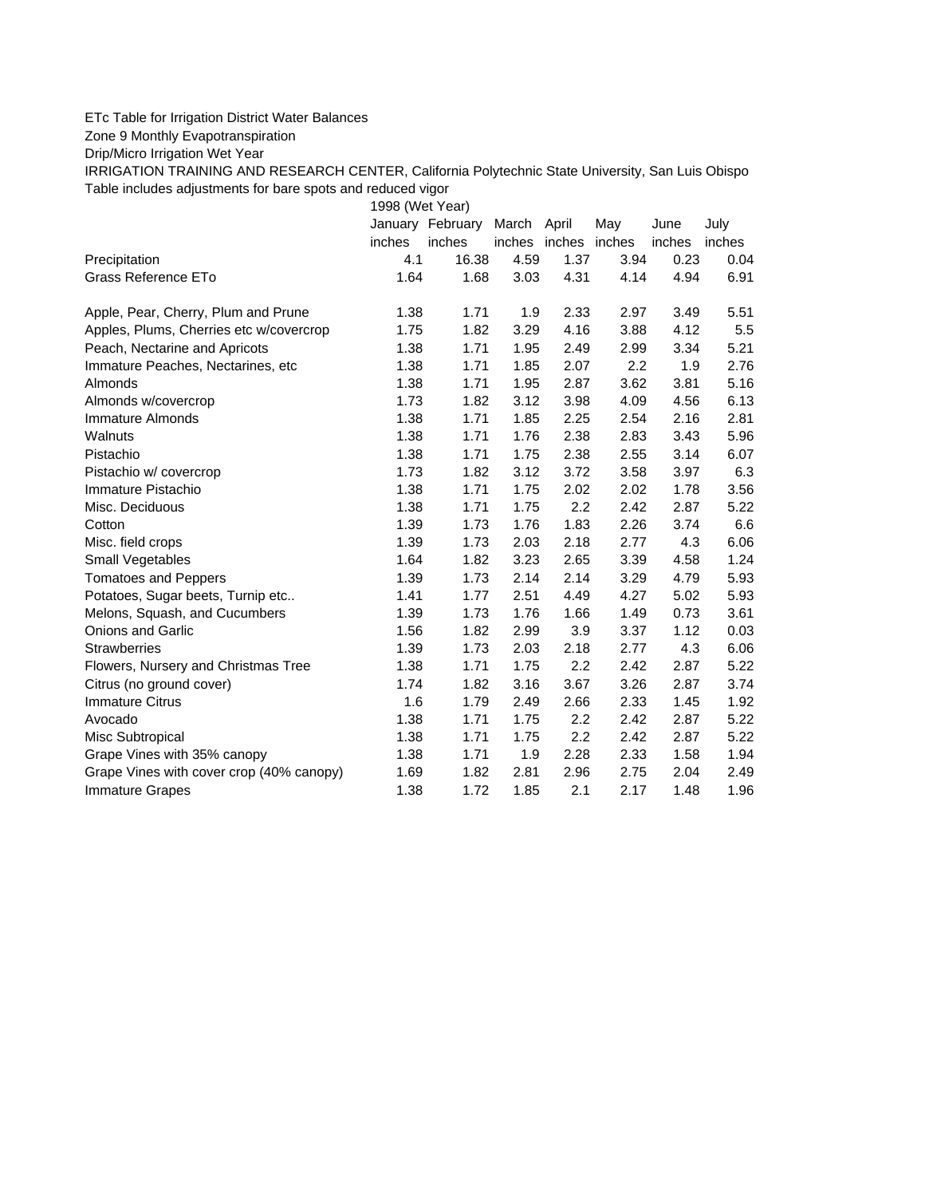ETc Table for Irrigation District Water Balances

Zone 9 Monthly Evapotranspiration

Drip/Micro Irrigation Wet Year

IRRIGATION TRAINING AND RESEARCH CENTER, California Polytechnic State University, San Luis Obispo

Table includes adjustments for bare spots and reduced vigor

| | 1998 (Wet Year) | | | | | | |
|---|---|---|---|---|---|---|---|
| | January | February | March | April | May | June | July |
| | inches | inches | inches | inches | inches | inches | inches |
| Precipitation | 4.1 | 16.38 | 4.59 | 1.37 | 3.94 | 0.23 | 0.04 |
| Grass Reference ETo | 1.64 | 1.68 | 3.03 | 4.31 | 4.14 | 4.94 | 6.91 |
| | | | | | | | |
| Apple, Pear, Cherry, Plum and Prune | 1.38 | 1.71 | 1.9 | 2.33 | 2.97 | 3.49 | 5.51 |
| Apples, Plums, Cherries etc w/covercrop | 1.75 | 1.82 | 3.29 | 4.16 | 3.88 | 4.12 | 5.5 |
| Peach, Nectarine and Apricots | 1.38 | 1.71 | 1.95 | 2.49 | 2.99 | 3.34 | 5.21 |
| Immature Peaches, Nectarines, etc | 1.38 | 1.71 | 1.85 | 2.07 | 2.2 | 1.9 | 2.76 |
| Almonds | 1.38 | 1.71 | 1.95 | 2.87 | 3.62 | 3.81 | 5.16 |
| Almonds w/covercrop | 1.73 | 1.82 | 3.12 | 3.98 | 4.09 | 4.56 | 6.13 |
| Immature Almonds | 1.38 | 1.71 | 1.85 | 2.25 | 2.54 | 2.16 | 2.81 |
| Walnuts | 1.38 | 1.71 | 1.76 | 2.38 | 2.83 | 3.43 | 5.96 |
| Pistachio | 1.38 | 1.71 | 1.75 | 2.38 | 2.55 | 3.14 | 6.07 |
| Pistachio w/ covercrop | 1.73 | 1.82 | 3.12 | 3.72 | 3.58 | 3.97 | 6.3 |
| Immature Pistachio | 1.38 | 1.71 | 1.75 | 2.02 | 2.02 | 1.78 | 3.56 |
| Misc. Deciduous | 1.38 | 1.71 | 1.75 | 2.2 | 2.42 | 2.87 | 5.22 |
| Cotton | 1.39 | 1.73 | 1.76 | 1.83 | 2.26 | 3.74 | 6.6 |
| Misc. field crops | 1.39 | 1.73 | 2.03 | 2.18 | 2.77 | 4.3 | 6.06 |
| Small Vegetables | 1.64 | 1.82 | 3.23 | 2.65 | 3.39 | 4.58 | 1.24 |
| Tomatoes and Peppers | 1.39 | 1.73 | 2.14 | 2.14 | 3.29 | 4.79 | 5.93 |
| Potatoes, Sugar beets, Turnip etc.. | 1.41 | 1.77 | 2.51 | 4.49 | 4.27 | 5.02 | 5.93 |
| Melons, Squash, and Cucumbers | 1.39 | 1.73 | 1.76 | 1.66 | 1.49 | 0.73 | 3.61 |
| Onions and Garlic | 1.56 | 1.82 | 2.99 | 3.9 | 3.37 | 1.12 | 0.03 |
| Strawberries | 1.39 | 1.73 | 2.03 | 2.18 | 2.77 | 4.3 | 6.06 |
| Flowers, Nursery and Christmas Tree | 1.38 | 1.71 | 1.75 | 2.2 | 2.42 | 2.87 | 5.22 |
| Citrus (no ground cover) | 1.74 | 1.82 | 3.16 | 3.67 | 3.26 | 2.87 | 3.74 |
| Immature Citrus | 1.6 | 1.79 | 2.49 | 2.66 | 2.33 | 1.45 | 1.92 |
| Avocado | 1.38 | 1.71 | 1.75 | 2.2 | 2.42 | 2.87 | 5.22 |
| Misc Subtropical | 1.38 | 1.71 | 1.75 | 2.2 | 2.42 | 2.87 | 5.22 |
| Grape Vines with 35% canopy | 1.38 | 1.71 | 1.9 | 2.28 | 2.33 | 1.58 | 1.94 |
| Grape Vines with cover crop (40% canopy) | 1.69 | 1.82 | 2.81 | 2.96 | 2.75 | 2.04 | 2.49 |
| Immature Grapes | 1.38 | 1.72 | 1.85 | 2.1 | 2.17 | 1.48 | 1.96 |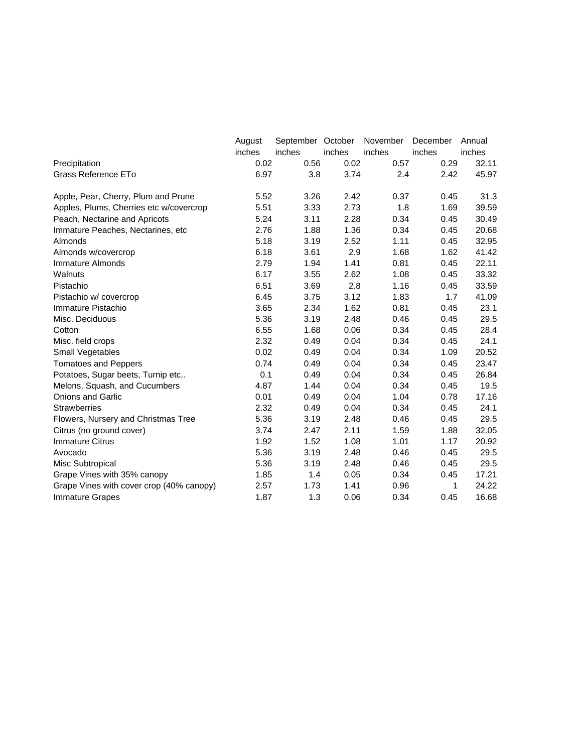| | August inches | September inches | October inches | November inches | December inches | Annual inches |
|---|---|---|---|---|---|---|
| Precipitation | 0.02 | 0.56 | 0.02 | 0.57 | 0.29 | 32.11 |
| Grass Reference ETo | 6.97 | 3.8 | 3.74 | 2.4 | 2.42 | 45.97 |
| | | | | | | |
| Apple, Pear, Cherry, Plum and Prune | 5.52 | 3.26 | 2.42 | 0.37 | 0.45 | 31.3 |
| Apples, Plums, Cherries etc w/covercrop | 5.51 | 3.33 | 2.73 | 1.8 | 1.69 | 39.59 |
| Peach, Nectarine and Apricots | 5.24 | 3.11 | 2.28 | 0.34 | 0.45 | 30.49 |
| Immature Peaches, Nectarines, etc | 2.76 | 1.88 | 1.36 | 0.34 | 0.45 | 20.68 |
| Almonds | 5.18 | 3.19 | 2.52 | 1.11 | 0.45 | 32.95 |
| Almonds w/covercrop | 6.18 | 3.61 | 2.9 | 1.68 | 1.62 | 41.42 |
| Immature Almonds | 2.79 | 1.94 | 1.41 | 0.81 | 0.45 | 22.11 |
| Walnuts | 6.17 | 3.55 | 2.62 | 1.08 | 0.45 | 33.32 |
| Pistachio | 6.51 | 3.69 | 2.8 | 1.16 | 0.45 | 33.59 |
| Pistachio w/ covercrop | 6.45 | 3.75 | 3.12 | 1.83 | 1.7 | 41.09 |
| Immature Pistachio | 3.65 | 2.34 | 1.62 | 0.81 | 0.45 | 23.1 |
| Misc. Deciduous | 5.36 | 3.19 | 2.48 | 0.46 | 0.45 | 29.5 |
| Cotton | 6.55 | 1.68 | 0.06 | 0.34 | 0.45 | 28.4 |
| Misc. field crops | 2.32 | 0.49 | 0.04 | 0.34 | 0.45 | 24.1 |
| Small Vegetables | 0.02 | 0.49 | 0.04 | 0.34 | 1.09 | 20.52 |
| Tomatoes and Peppers | 0.74 | 0.49 | 0.04 | 0.34 | 0.45 | 23.47 |
| Potatoes, Sugar beets, Turnip etc.. | 0.1 | 0.49 | 0.04 | 0.34 | 0.45 | 26.84 |
| Melons, Squash, and Cucumbers | 4.87 | 1.44 | 0.04 | 0.34 | 0.45 | 19.5 |
| Onions and Garlic | 0.01 | 0.49 | 0.04 | 1.04 | 0.78 | 17.16 |
| Strawberries | 2.32 | 0.49 | 0.04 | 0.34 | 0.45 | 24.1 |
| Flowers, Nursery and Christmas Tree | 5.36 | 3.19 | 2.48 | 0.46 | 0.45 | 29.5 |
| Citrus (no ground cover) | 3.74 | 2.47 | 2.11 | 1.59 | 1.88 | 32.05 |
| Immature Citrus | 1.92 | 1.52 | 1.08 | 1.01 | 1.17 | 20.92 |
| Avocado | 5.36 | 3.19 | 2.48 | 0.46 | 0.45 | 29.5 |
| Misc Subtropical | 5.36 | 3.19 | 2.48 | 0.46 | 0.45 | 29.5 |
| Grape Vines with 35% canopy | 1.85 | 1.4 | 0.05 | 0.34 | 0.45 | 17.21 |
| Grape Vines with cover crop (40% canopy) | 2.57 | 1.73 | 1.41 | 0.96 | 1 | 24.22 |
| Immature Grapes | 1.87 | 1.3 | 0.06 | 0.34 | 0.45 | 16.68 |